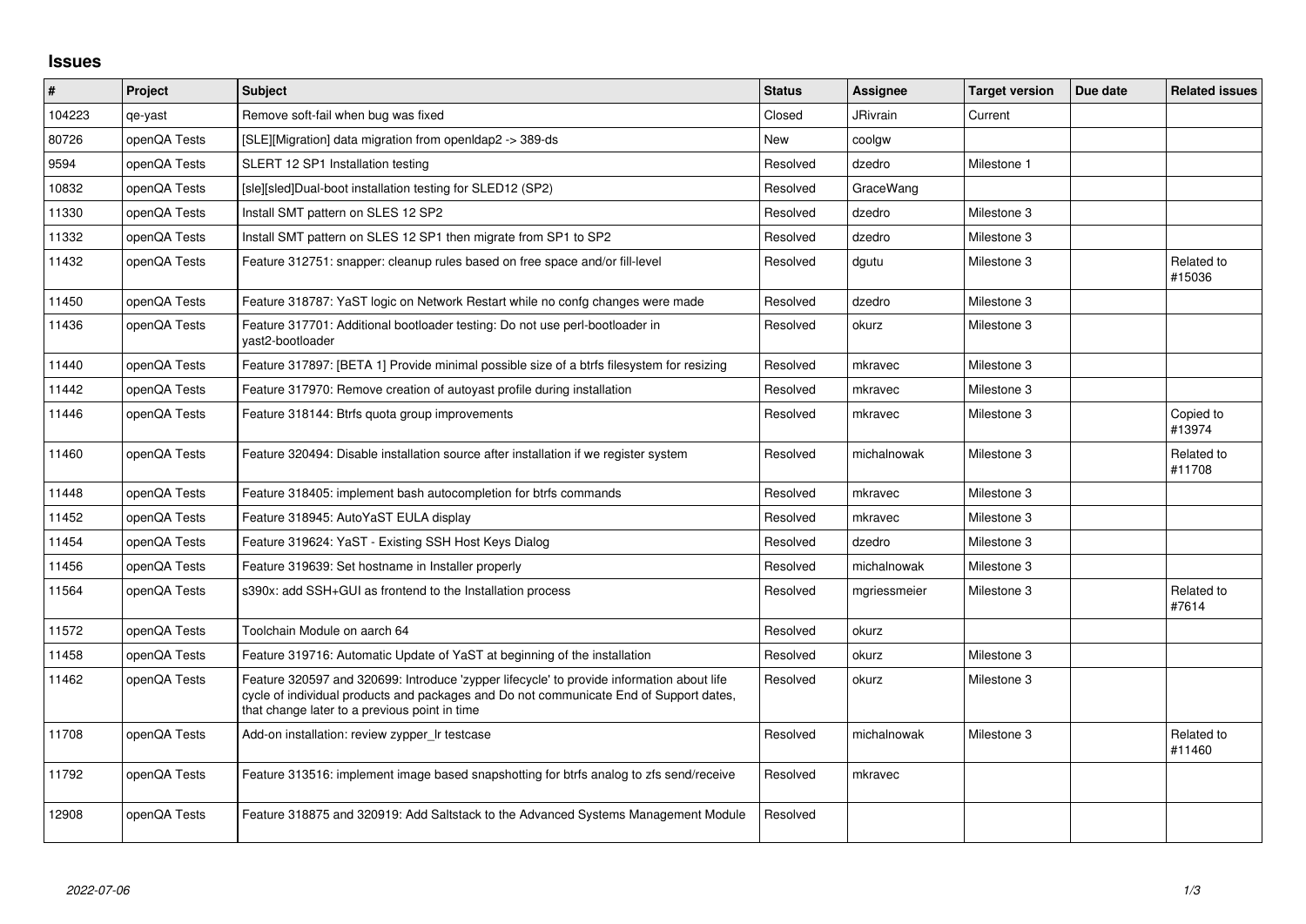# Issues

| # | Project | Subject | Status | Assignee | Target version | Due date | Related issues |
|---|---|---|---|---|---|---|---|
| 104223 | qe-yast | Remove soft-fail when bug was fixed | Closed | JRivrain | Current | | |
| 80726 | openQA Tests | [SLE][Migration] data migration from openldap2 -> 389-ds | New | coolgw | | | |
| 9594 | openQA Tests | SLERT 12 SP1 Installation testing | Resolved | dzedro | Milestone 1 | | |
| 10832 | openQA Tests | [sle][sled]Dual-boot installation testing for SLED12 (SP2) | Resolved | GraceWang | | | |
| 11330 | openQA Tests | Install SMT pattern on SLES 12 SP2 | Resolved | dzedro | Milestone 3 | | |
| 11332 | openQA Tests | Install SMT pattern on SLES 12 SP1 then migrate from SP1 to SP2 | Resolved | dzedro | Milestone 3 | | |
| 11432 | openQA Tests | Feature 312751: snapper: cleanup rules based on free space and/or fill-level | Resolved | dgutu | Milestone 3 | | Related to #15036 |
| 11450 | openQA Tests | Feature 318787: YaST logic on Network Restart while no confg changes were made | Resolved | dzedro | Milestone 3 | | |
| 11436 | openQA Tests | Feature 317701: Additional bootloader testing: Do not use perl-bootloader in yast2-bootloader | Resolved | okurz | Milestone 3 | | |
| 11440 | openQA Tests | Feature 317897: [BETA 1] Provide minimal possible size of a btrfs filesystem for resizing | Resolved | mkravec | Milestone 3 | | |
| 11442 | openQA Tests | Feature 317970: Remove creation of autoyast profile during installation | Resolved | mkravec | Milestone 3 | | |
| 11446 | openQA Tests | Feature 318144: Btrfs quota group improvements | Resolved | mkravec | Milestone 3 | | Copied to #13974 |
| 11460 | openQA Tests | Feature 320494: Disable installation source after installation if we register system | Resolved | michalnowak | Milestone 3 | | Related to #11708 |
| 11448 | openQA Tests | Feature 318405: implement bash autocompletion for btrfs commands | Resolved | mkravec | Milestone 3 | | |
| 11452 | openQA Tests | Feature 318945: AutoYaST EULA display | Resolved | mkravec | Milestone 3 | | |
| 11454 | openQA Tests | Feature 319624: YaST - Existing SSH Host Keys Dialog | Resolved | dzedro | Milestone 3 | | |
| 11456 | openQA Tests | Feature 319639: Set hostname in Installer properly | Resolved | michalnowak | Milestone 3 | | |
| 11564 | openQA Tests | s390x: add SSH+GUI as frontend to the Installation process | Resolved | mgriessmeier | Milestone 3 | | Related to #7614 |
| 11572 | openQA Tests | Toolchain Module on aarch 64 | Resolved | okurz | | | |
| 11458 | openQA Tests | Feature 319716: Automatic Update of YaST at beginning of the installation | Resolved | okurz | Milestone 3 | | |
| 11462 | openQA Tests | Feature 320597 and 320699: Introduce 'zypper lifecycle' to provide information about life cycle of individual products and packages and Do not communicate End of Support dates, that change later to a previous point in time | Resolved | okurz | Milestone 3 | | |
| 11708 | openQA Tests | Add-on installation: review zypper_lr testcase | Resolved | michalnowak | Milestone 3 | | Related to #11460 |
| 11792 | openQA Tests | Feature 313516: implement image based snapshotting for btrfs analog to zfs send/receive | Resolved | mkravec | | | |
| 12908 | openQA Tests | Feature 318875 and 320919: Add Saltstack to the Advanced Systems Management Module | Resolved | | | | |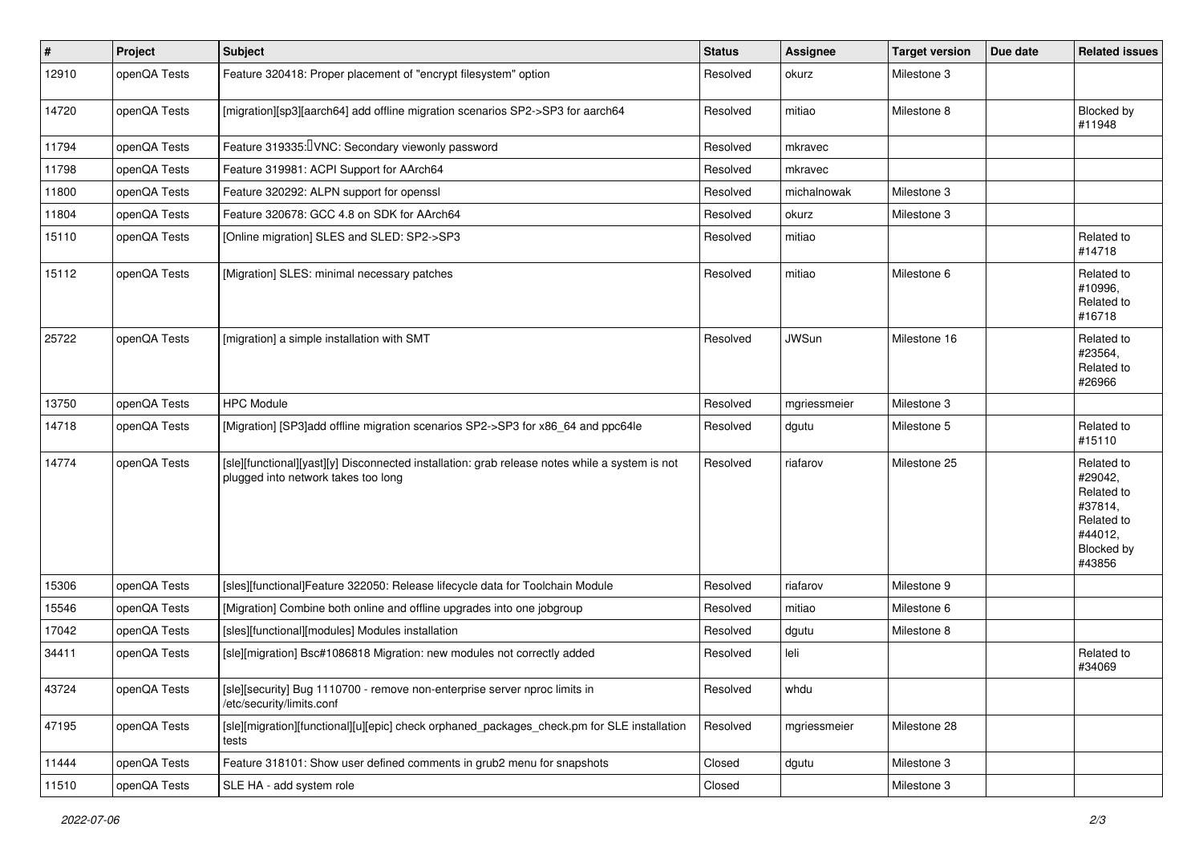| # | Project | Subject | Status | Assignee | Target version | Due date | Related issues |
|---|---|---|---|---|---|---|---|
| 12910 | openQA Tests | Feature 320418: Proper placement of "encrypt filesystem" option | Resolved | okurz | Milestone 3 | | |
| 14720 | openQA Tests | [migration][sp3][aarch64] add offline migration scenarios SP2->SP3 for aarch64 | Resolved | mitiao | Milestone 8 | | Blocked by #11948 |
| 11794 | openQA Tests | Feature 319335: VNC: Secondary viewonly password | Resolved | mkravec | | | |
| 11798 | openQA Tests | Feature 319981: ACPI Support for AArch64 | Resolved | mkravec | | | |
| 11800 | openQA Tests | Feature 320292: ALPN support for openssl | Resolved | michalnowak | Milestone 3 | | |
| 11804 | openQA Tests | Feature 320678: GCC 4.8 on SDK for AArch64 | Resolved | okurz | Milestone 3 | | |
| 15110 | openQA Tests | [Online migration] SLES and SLED: SP2->SP3 | Resolved | mitiao | | | Related to #14718 |
| 15112 | openQA Tests | [Migration] SLES: minimal necessary patches | Resolved | mitiao | Milestone 6 | | Related to #10996, Related to #16718 |
| 25722 | openQA Tests | [migration] a simple installation with SMT | Resolved | JWSun | Milestone 16 | | Related to #23564, Related to #26966 |
| 13750 | openQA Tests | HPC Module | Resolved | mgriessmeier | Milestone 3 | | |
| 14718 | openQA Tests | [Migration] [SP3]add offline migration scenarios SP2->SP3 for x86_64 and ppc64le | Resolved | dgutu | Milestone 5 | | Related to #15110 |
| 14774 | openQA Tests | [sle][functional][yast][y] Disconnected installation: grab release notes while a system is not plugged into network takes too long | Resolved | riafarov | Milestone 25 | | Related to #29042, Related to #37814, Related to #44012, Blocked by #43856 |
| 15306 | openQA Tests | [sles][functional]Feature 322050: Release lifecycle data for Toolchain Module | Resolved | riafarov | Milestone 9 | | |
| 15546 | openQA Tests | [Migration] Combine both online and offline upgrades into one jobgroup | Resolved | mitiao | Milestone 6 | | |
| 17042 | openQA Tests | [sles][functional][modules] Modules installation | Resolved | dgutu | Milestone 8 | | |
| 34411 | openQA Tests | [sle][migration] Bsc#1086818 Migration: new modules not correctly added | Resolved | leli | | | Related to #34069 |
| 43724 | openQA Tests | [sle][security] Bug 1110700 - remove non-enterprise server nproc limits in /etc/security/limits.conf | Resolved | whdu | | | |
| 47195 | openQA Tests | [sle][migration][functional][u][epic] check orphaned_packages_check.pm for SLE installation tests | Resolved | mgriessmeier | Milestone 28 | | |
| 11444 | openQA Tests | Feature 318101: Show user defined comments in grub2 menu for snapshots | Closed | dgutu | Milestone 3 | | |
| 11510 | openQA Tests | SLE HA - add system role | Closed | | Milestone 3 | | |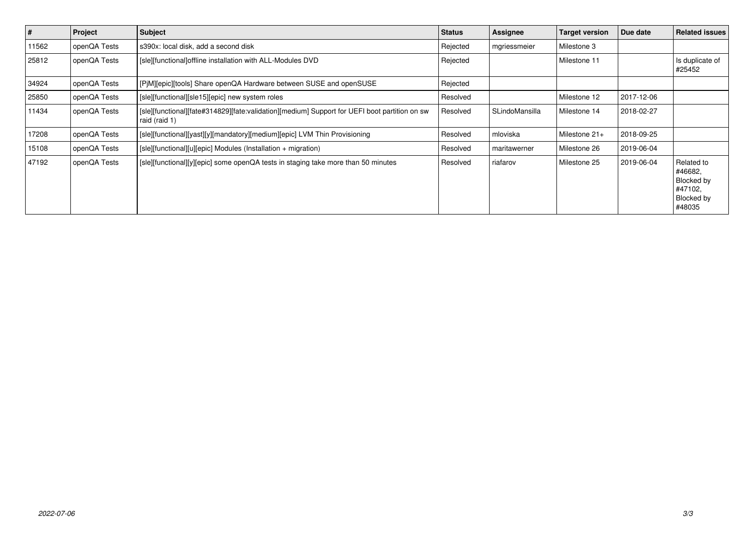| # | Project | Subject | Status | Assignee | Target version | Due date | Related issues |
|---|---|---|---|---|---|---|---|
| 11562 | openQA Tests | s390x: local disk, add a second disk | Rejected | mgriessmeier | Milestone 3 | | |
| 25812 | openQA Tests | [sle][functional]offline installation with ALL-Modules DVD | Rejected | | Milestone 11 | | Is duplicate of #25452 |
| 34924 | openQA Tests | [PjM][epic][tools] Share openQA Hardware between SUSE and openSUSE | Rejected | | | | |
| 25850 | openQA Tests | [sle][functional][sle15][epic] new system roles | Resolved | | Milestone 12 | 2017-12-06 | |
| 11434 | openQA Tests | [sle][functional][fate#314829][fate:validation][medium] Support for UEFI boot partition on sw raid (raid 1) | Resolved | SLindoMansilla | Milestone 14 | 2018-02-27 | |
| 17208 | openQA Tests | [sle][functional][yast][y][mandatory][medium][epic] LVM Thin Provisioning | Resolved | mloviska | Milestone 21+ | 2018-09-25 | |
| 15108 | openQA Tests | [sle][functional][u][epic] Modules (Installation + migration) | Resolved | maritawerner | Milestone 26 | 2019-06-04 | |
| 47192 | openQA Tests | [sle][functional][y][epic] some openQA tests in staging take more than 50 minutes | Resolved | riafarov | Milestone 25 | 2019-06-04 | Related to #46682, Blocked by #47102, Blocked by #48035 |